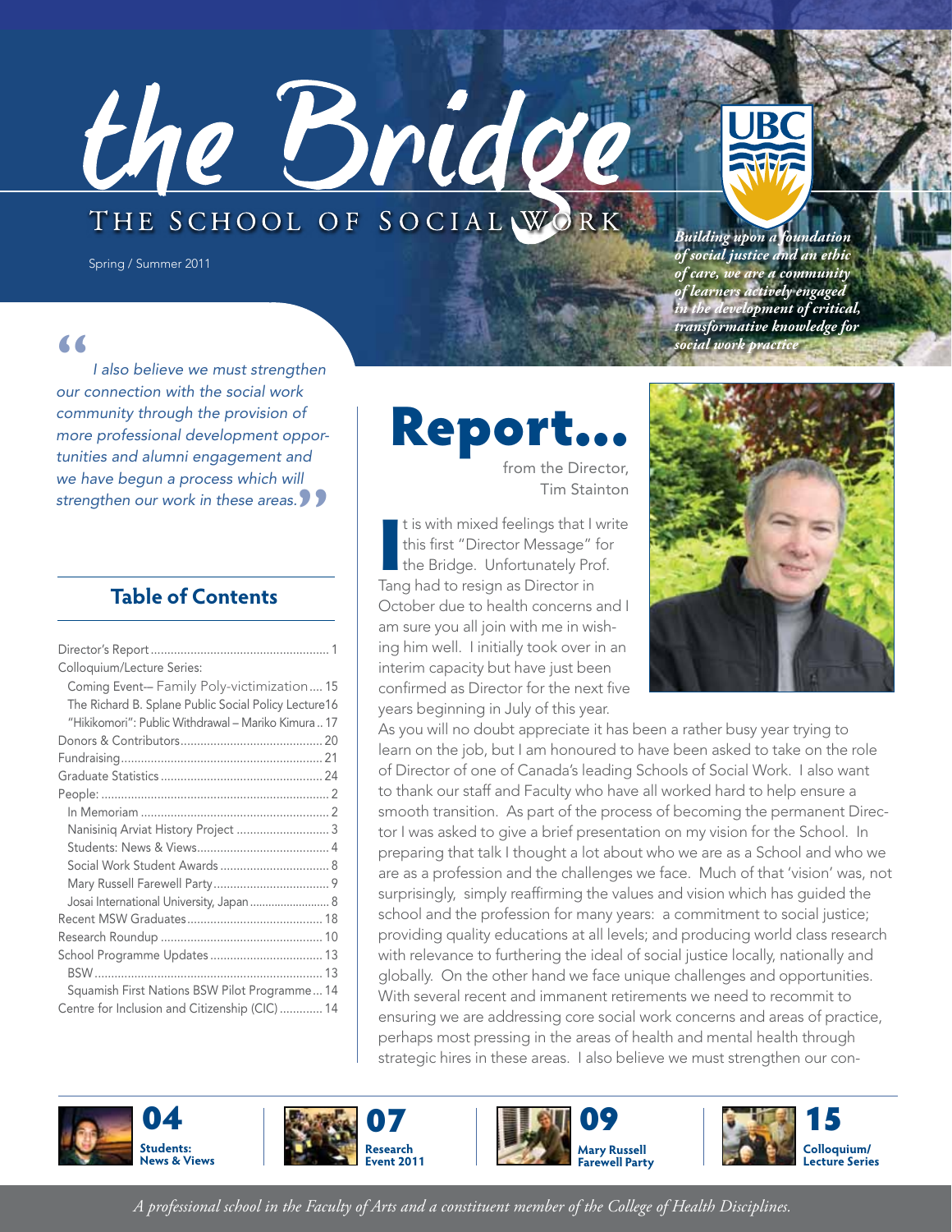# the Bridge

## THE SCHOOL OF SOCIAL WORK

Spring / Summer 2011

*Building upon a foundation of social justice and an ethic of care, we are a community of learners actively engaged in the development of critical, transformative knowledge for social work practice*

> *"I also believe we must strengthen our connection with the social work community through the provision of more professional development opportunities and alumni engagement and we have begun a process which will strengthen our work in these areas."*

## Table of Contents

| | |
|---|---|
| Director's Report | 1 |
| Colloquium/Lecture Series: | |
| Coming Event— Family Poly-victimization | 15 |
| The Richard B. Splane Public Social Policy Lecture | 16 |
| "Hikikomori": Public Withdrawal – Mariko Kimura | 17 |
| Donors & Contributors | 20 |
| Fundraising | 21 |
| Graduate Statistics | 24 |
| People: | 2 |
| In Memoriam | 2 |
| Nanisiniq Arviat History Project | 3 |
| Students: News & Views | 4 |
| Social Work Student Awards | 8 |
| Mary Russell Farewell Party | 9 |
| Josai International University, Japan | 8 |
| Recent MSW Graduates | 18 |
| Research Roundup | 10 |
| School Programme Updates | 13 |
| BSW | 13 |
| Squamish First Nations BSW Pilot Programme | 14 |
| Centre for Inclusion and Citizenship (CIC) | 14 |

# Report...

from the Director, Tim Stainton

It is with mixed feelings that I write this first "Director Message" for the Bridge. Unfortunately Prof. Tang had to resign as Director in October due to health concerns and I am sure you all join with me in wishing him well. I initially took over in an interim capacity but have just been confirmed as Director for the next five years beginning in July of this year.

As you will no doubt appreciate it has been a rather busy year trying to learn on the job, but I am honoured to have been asked to take on the role of Director of one of Canada's leading Schools of Social Work. I also want to thank our staff and Faculty who have all worked hard to help ensure a smooth transition. As part of the process of becoming the permanent Director I was asked to give a brief presentation on my vision for the School. In preparing that talk I thought a lot about who we are as a School and who we are as a profession and the challenges we face. Much of that 'vision' was, not surprisingly, simply reaffirming the values and vision which has guided the school and the profession for many years: a commitment to social justice; providing quality educations at all levels; and producing world class research with relevance to furthering the ideal of social justice locally, nationally and globally. On the other hand we face unique challenges and opportunities. With several recent and immanent retirements we need to recommit to ensuring we are addressing core social work concerns and areas of practice, perhaps most pressing in the areas of health and mental health through strategic hires in these areas. I also believe we must strengthen our con-

**04** Students: News & Views

**07** Research Event 2011

**09** Mary Russell Farewell Party

**15** Colloquium/ Lecture Series

*A professional school in the Faculty of Arts and a constituent member of the College of Health Disciplines.*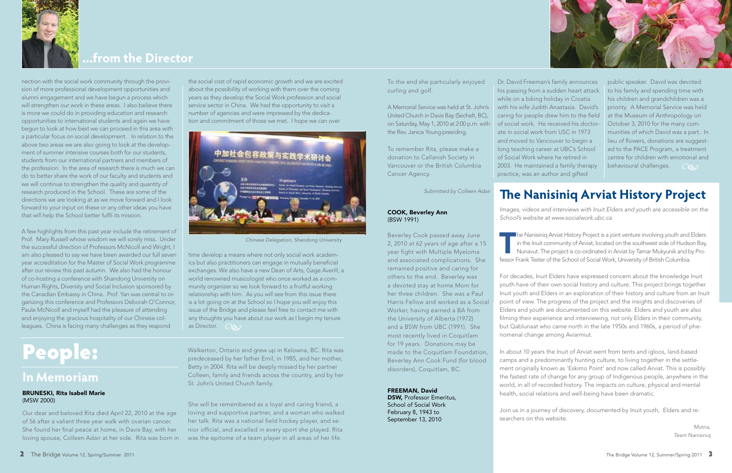## ...from the Director

nection with the social work community through the provision of more professional development opportunities and alumni engagement and we have begun a process which will strengthen our work in these areas. I also believe there is more we could do in providing education and research opportunities to international students and again we have begun to look at how best we can proceed in this area with a particular focus on social development. In relation to the above two areas we are also going to look at the development of summer intensive courses both for our students, students from our international partners and members of the profession. In the area of research there is much we can do to better share the work of our faculty and students and we will continue to strengthen the quality and quantity of research produced in the School. These are some of the directions we are looking at as we move forward and I look forward to your input on these or any other ideas you have that will help the School better fulfil its mission.

A few highlights from this past year include the retirement of Prof. Mary Russell whose wisdom we will sorely miss. Under the successful direction of Professors McNicoll and Wright, I am also pleased to say we have been awarded our full seven year accreditation for the Master of Social Work programme after our review this past autumn. We also had the honour of co-hosting a conference with Shandong University on Human Rights, Diversity and Social Inclusion sponsored by the Canadian Embassy in China. Prof. Yan was central to organizing this conference and Professors Deborah O'Connor, Paule McNicoll and myself had the pleasure of attending and enjoying the gracious hospitality of our Chinese colleagues. China is facing many challenges as they respond the social cost of rapid economic growth and we are excited about the possibility of working with them over the coming years as they develop the Social Work profession and social service sector in China. We had the opportunity to visit a number of agencies and were impressed by the dedication and commitment of those we met. I hope we can over time develop a means where not only social work academics but also practitioners can engage in mutually beneficial exchanges. We also have a new Dean of Arts, Gage Averill, a world renowned musicologist who once worked as a community organizer so we look forward to a fruitful working relationship with him. As you will see from this issue there is a lot going on at the School so I hope you will enjoy this issue of the Bridge and please feel free to contact me with any thoughts you have about our work as I begin my tenure as Director.

Chinese Delegation, Shandong University

# People:

## In Memoriam

**BRUNESKI, Rita Isabell Marie**
(MSW 2000)

Our dear and beloved Rita died April 22, 2010 at the age of 56 after a valiant three year walk with ovarian cancer. She found her final peace at home, in Davis Bay, with her loving spouse, Colleen Adair at her side. Rita was born in Walkerton, Ontario and grew up in Kelowna, BC. Rita was predeceased by her father Emil, in 1985, and her mother, Betty in 2004. Rita will be deeply missed by her partner Colleen, family and friends across the country, and by her St. John's United Church family.

She will be remembered as a loyal and caring friend, a loving and supportive partner, and a woman who walked her talk. Rita was a national field hockey player, and senior official, and excelled in every sport she played. Rita was the epitome of a team player in all areas of her life. To the end she particularly enjoyed curling and golf.

A Memorial Service was held at St. John's United Church in Davis Bay (Sechelt, BC), on Saturday, May 1, 2010 at 2:00 p.m. with the Rev. Janice Young presiding.

To remember Rita, please make a donation to Callanish Society in Vancouver or the British Columbia Cancer Agency.

*Submitted by Colleen Adair*

**COOK, Beverley Ann**
(BSW 1991)

Beverley Cook passed away June 2, 2010 at 62 years of age after a 15 year fight with Multiple Myeloma and associated complications. She remained positive and caring for others to the end. Beverley was a devoted stay at home Mom for her three children. She was a Paul Harris Fellow and worked as a Social Worker, having earned a BA from the University of Alberta (1972) and a BSW from UBC (1991). She most recently lived in Coquitlam for 19 years. Donations may be made to the Coquitlam Foundation, Beverley Ann Cook Fund (for blood disorders), Coquitlam, BC.

**FREEMAN, David**
**DSW,** Professor Emeritus,
School of Social Work
February 8, 1943 to
September 13, 2010

Dr. David Freeman's family announces his passing from a sudden heart attack while on a biking holiday in Croatia with his wife Judith Anastasia. David's caring for people drew him to the field of social work. He received his doctorate in social work from USC in 1973 and moved to Vancouver to begin a long teaching career at UBC's School of Social Work where he retired in 2003. He maintained a family therapy practice, was an author and gifted public speaker. David was devoted to his family and spending time with his children and grandchildren was a priority. A Memorial Service was held at the Museum of Anthropology on October 3, 2010 for the many communities of which David was a part. In lieu of flowers, donations are suggested to the PACE Program, a treatment centre for children with emotional and behavioural challenges.

## The Nanisiniq Arviat History Project

*Images, videos and interviews with Inuit Elders and youth are accessible on the School's website at www.socialwork.ubc.ca*

The Nanisiniq Arviat History Project is a joint venture involving youth and Elders in the Inuit community of Arviat, located on the southwest side of Hudson Bay, Nunavut. The project is co-ordinated in Arviat by Tamar Mukyunik and by Professor Frank Tester of the School of Social Work, University of British Columbia.

For decades, Inuit Elders have expressed concern about the knowledge Inuit youth have of their own social history and culture. This project brings together Inuit youth and Elders in an exploration of their history and culture from an Inuit point of view. The progress of the project and the insights and discoveries of Elders and youth are documented on this website. Elders and youth are also filming their experience and interviewing, not only Elders in their community, but Qablunaat who came north in the late 1950s and 1960s, a period of phenomenal change among Aviarmiut.

In about 10 years the Inuit of Arviat went from tents and igloos, land-based camps and a predominantly hunting culture, to living together in the settlement originally known as 'Eskimo Point' and now called Arviat. This is possibly the fastest rate of change for any group of Indigenous people, anywhere in the world, in all of recorded history. The impacts on culture, physical and mental health, social relations and well-being have been dramatic.

Join us in a journey of discovery, documented by Inuit youth, Elders and researchers on this website.

*Mutna,*
*Team Nanisiniq*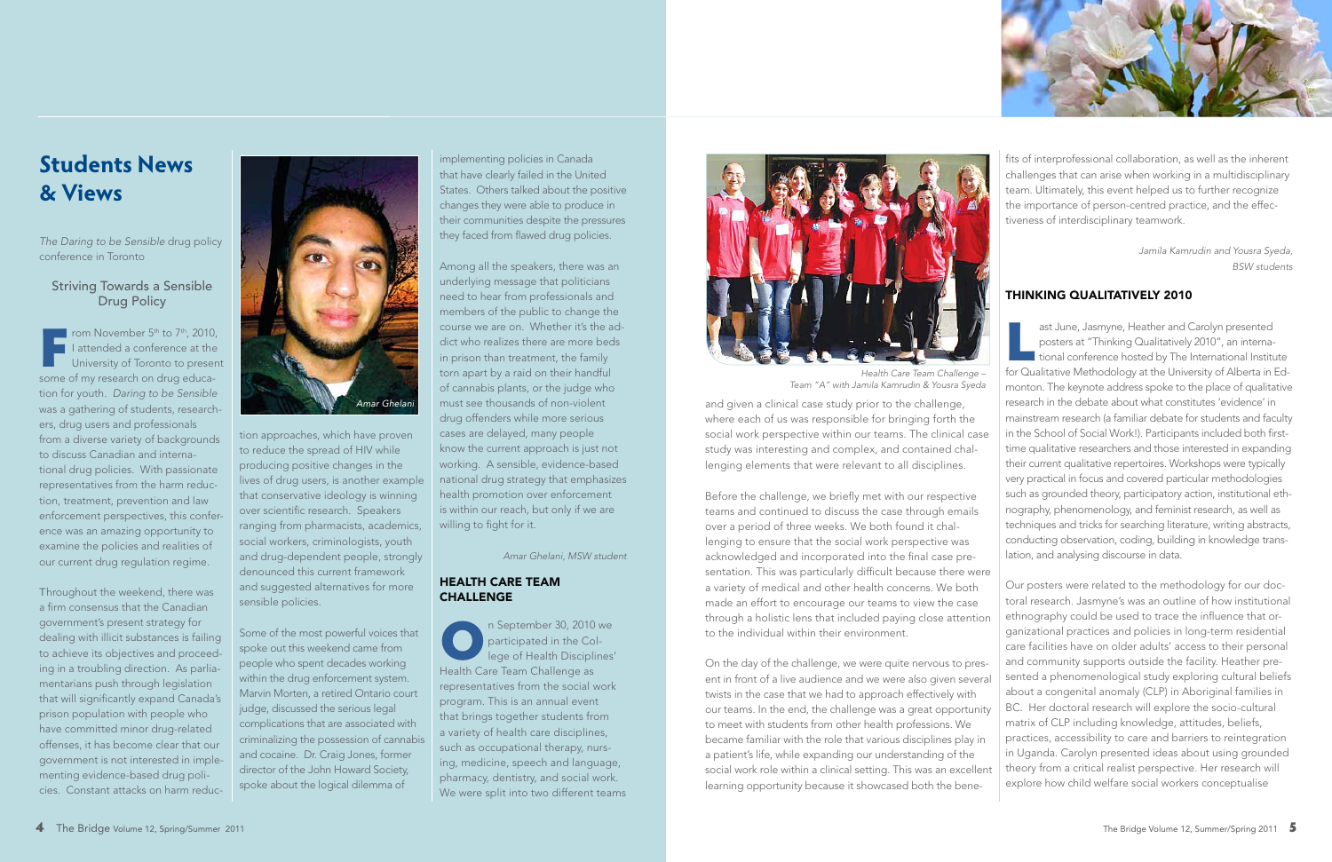# Students News & Views

*The Daring to be Sensible* drug policy conference in Toronto

## Striving Towards a Sensible Drug Policy

From November 5th to 7th, 2010, I attended a conference at the University of Toronto to present some of my research on drug education for youth. *Daring to be Sensible* was a gathering of students, researchers, drug users and professionals from a diverse variety of backgrounds to discuss Canadian and international drug policies. With passionate representatives from the harm reduction, treatment, prevention and law enforcement perspectives, this conference was an amazing opportunity to examine the policies and realities of our current drug regulation regime.

Throughout the weekend, there was a firm consensus that the Canadian government's present strategy for dealing with illicit substances is failing to achieve its objectives and proceeding in a troubling direction. As parliamentarians push through legislation that will significantly expand Canada's prison population with people who have committed minor drug-related offenses, it has become clear that our government is not interested in implementing evidence-based drug policies. Constant attacks on harm reduction approaches, which have proven to reduce the spread of HIV while producing positive changes in the lives of drug users, is another example that conservative ideology is winning over scientific research. Speakers ranging from pharmacists, academics, social workers, criminologists, youth and drug-dependent people, strongly denounced this current framework and suggested alternatives for more sensible policies.

*Amar Ghelani*

Some of the most powerful voices that spoke out this weekend came from people who spent decades working within the drug enforcement system. Marvin Morten, a retired Ontario court judge, discussed the serious legal complications that are associated with criminalizing the possession of cannabis and cocaine. Dr. Craig Jones, former director of the John Howard Society, spoke about the logical dilemma of implementing policies in Canada that have clearly failed in the United States. Others talked about the positive changes they were able to produce in their communities despite the pressures they faced from flawed drug policies.

Among all the speakers, there was an underlying message that politicians need to hear from professionals and members of the public to change the course we are on. Whether it's the addict who realizes there are more beds in prison than treatment, the family torn apart by a raid on their handful of cannabis plants, or the judge who must see thousands of non-violent drug offenders while more serious cases are delayed, many people know the current approach is just not working. A sensible, evidence-based national drug strategy that emphasizes health promotion over enforcement is within our reach, but only if we are willing to fight for it.

*Amar Ghelani, MSW student*

## HEALTH CARE TEAM CHALLENGE

On September 30, 2010 we participated in the College of Health Disciplines' Health Care Team Challenge as representatives from the social work program. This is an annual event that brings together students from a variety of health care disciplines, such as occupational therapy, nursing, medicine, speech and language, pharmacy, dentistry, and social work. We were split into two different teams and given a clinical case study prior to the challenge, where each of us was responsible for bringing forth the social work perspective within our teams. The clinical case study was interesting and complex, and contained challenging elements that were relevant to all disciplines.

*Health Care Team Challenge – Team "A" with Jamila Kamrudin & Yousra Syeda*

Before the challenge, we briefly met with our respective teams and continued to discuss the case through emails over a period of three weeks. We both found it challenging to ensure that the social work perspective was acknowledged and incorporated into the final case presentation. This was particularly difficult because there were a variety of medical and other health concerns. We both made an effort to encourage our teams to view the case through a holistic lens that included paying close attention to the individual within their environment.

On the day of the challenge, we were quite nervous to present in front of a live audience and we were also given several twists in the case that we had to approach effectively with our teams. In the end, the challenge was a great opportunity to meet with students from other health professions. We became familiar with the role that various disciplines play in a patient's life, while expanding our understanding of the social work role within a clinical setting. This was an excellent learning opportunity because it showcased both the benefits of interprofessional collaboration, as well as the inherent challenges that can arise when working in a multidisciplinary team. Ultimately, this event helped us to further recognize the importance of person-centred practice, and the effectiveness of interdisciplinary teamwork.

*Jamila Kamrudin and Yousra Syeda, BSW students*

## THINKING QUALITATIVELY 2010

Last June, Jasmyne, Heather and Carolyn presented posters at "Thinking Qualitatively 2010", an international conference hosted by The International Institute for Qualitative Methodology at the University of Alberta in Edmonton. The keynote address spoke to the place of qualitative research in the debate about what constitutes 'evidence' in mainstream research (a familiar debate for students and faculty in the School of Social Work!). Participants included both first-time qualitative researchers and those interested in expanding their current qualitative repertoires. Workshops were typically very practical in focus and covered particular methodologies such as grounded theory, participatory action, institutional ethnography, phenomenology, and feminist research, as well as techniques and tricks for searching literature, writing abstracts, conducting observation, coding, building in knowledge translation, and analysing discourse in data.

Our posters were related to the methodology for our doctoral research. Jasmyne's was an outline of how institutional ethnography could be used to trace the influence that organizational practices and policies in long-term residential care facilities have on older adults' access to their personal and community supports outside the facility. Heather presented a phenomenological study exploring cultural beliefs about a congenital anomaly (CLP) in Aboriginal families in BC. Her doctoral research will explore the socio-cultural matrix of CLP including knowledge, attitudes, beliefs, practices, accessibility to care and barriers to reintegration in Uganda. Carolyn presented ideas about using grounded theory from a critical realist perspective. Her research will explore how child welfare social workers conceptualise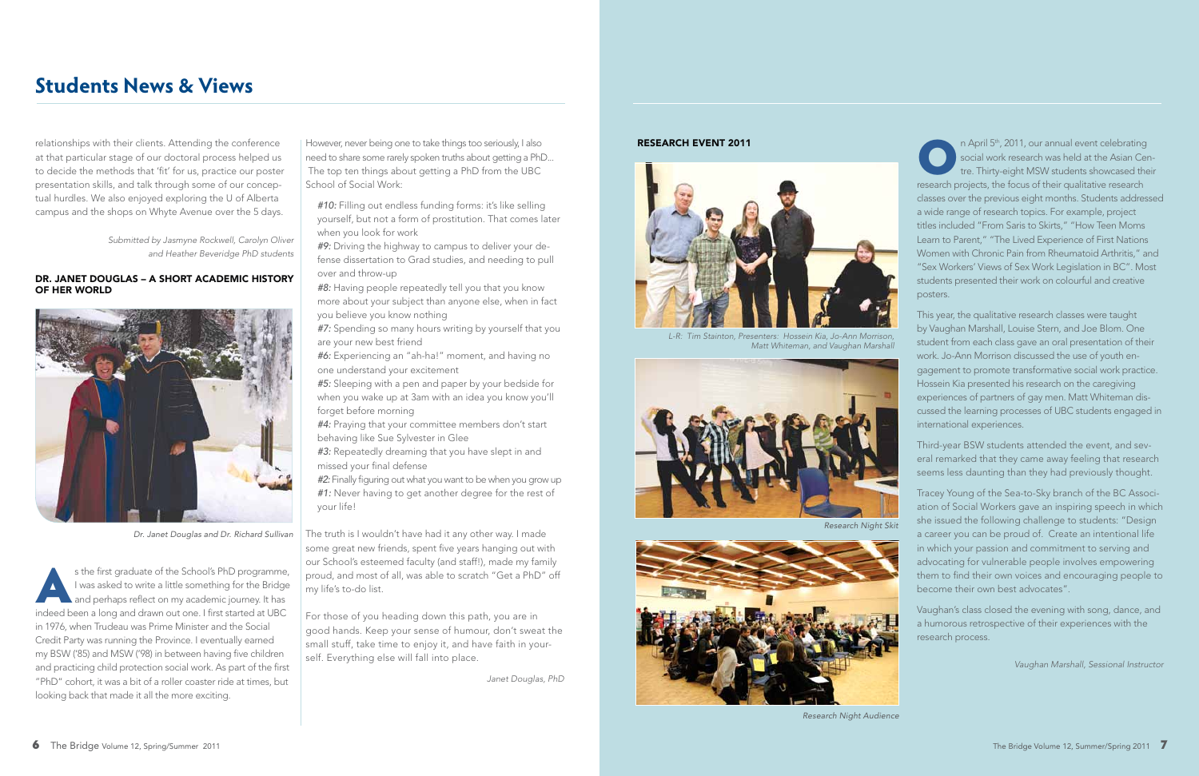## Students News & Views

relationships with their clients. Attending the conference at that particular stage of our doctoral process helped us to decide the methods that 'fit' for us, practice our poster presentation skills, and talk through some of our conceptual hurdles. We also enjoyed exploring the U of Alberta campus and the shops on Whyte Avenue over the 5 days.

*Submitted by Jasmyne Rockwell, Carolyn Oliver and Heather Beveridge PhD students*

### DR. JANET DOUGLAS – A SHORT ACADEMIC HISTORY OF HER WORLD

*Dr. Janet Douglas and Dr. Richard Sullivan*

As the first graduate of the School's PhD programme, I was asked to write a little something for the Bridge and perhaps reflect on my academic journey. It has indeed been a long and drawn out one. I first started at UBC in 1976, when Trudeau was Prime Minister and the Social Credit Party was running the Province. I eventually earned my BSW ('85) and MSW ('98) in between having five children and practicing child protection social work. As part of the first "PhD" cohort, it was a bit of a roller coaster ride at times, but looking back that made it all the more exciting.

However, never being one to take things too seriously, I also need to share some rarely spoken truths about getting a PhD... The top ten things about getting a PhD from the UBC School of Social Work:

*#10:* Filling out endless funding forms: it's like selling yourself, but not a form of prostitution. That comes later when you look for work
*#9:* Driving the highway to campus to deliver your defense dissertation to Grad studies, and needing to pull over and throw-up
*#8:* Having people repeatedly tell you that you know more about your subject than anyone else, when in fact you believe you know nothing
*#7:* Spending so many hours writing by yourself that you are your new best friend
*#6:* Experiencing an "ah-ha!" moment, and having no one understand your excitement
*#5:* Sleeping with a pen and paper by your bedside for when you wake up at 3am with an idea you know you'll forget before morning
*#4:* Praying that your committee members don't start behaving like Sue Sylvester in Glee
*#3:* Repeatedly dreaming that you have slept in and missed your final defense
*#2:* Finally figuring out what you want to be when you grow up
*#1:* Never having to get another degree for the rest of your life!

The truth is I wouldn't have had it any other way. I made some great new friends, spent five years hanging out with our School's esteemed faculty (and staff!), made my family proud, and most of all, was able to scratch "Get a PhD" off my life's to-do list.

For those of you heading down this path, you are in good hands. Keep your sense of humour, don't sweat the small stuff, take time to enjoy it, and have faith in yourself. Everything else will fall into place.

*Janet Douglas, PhD*

### RESEARCH EVENT 2011

*L-R: Tim Stainton, Presenters: Hossein Kia, Jo-Ann Morrison, Matt Whiteman, and Vaughan Marshall*

*Research Night Skit*

*Research Night Audience*

On April 5th, 2011, our annual event celebrating social work research was held at the Asian Centre. Thirty-eight MSW students showcased their research projects, the focus of their qualitative research classes over the previous eight months. Students addressed a wide range of research topics. For example, project titles included "From Saris to Skirts," "How Teen Moms Learn to Parent," "The Lived Experience of First Nations Women with Chronic Pain from Rheumatoid Arthritis," and "Sex Workers' Views of Sex Work Legislation in BC". Most students presented their work on colourful and creative posters.

This year, the qualitative research classes were taught by Vaughan Marshall, Louise Stern, and Joe Blom. One student from each class gave an oral presentation of their work. Jo-Ann Morrison discussed the use of youth engagement to promote transformative social work practice. Hossein Kia presented his research on the caregiving experiences of partners of gay men. Matt Whiteman discussed the learning processes of UBC students engaged in international experiences.

Third-year BSW students attended the event, and several remarked that they came away feeling that research seems less daunting than they had previously thought.

Tracey Young of the Sea-to-Sky branch of the BC Association of Social Workers gave an inspiring speech in which she issued the following challenge to students: "Design a career you can be proud of. Create an intentional life in which your passion and commitment to serving and advocating for vulnerable people involves empowering them to find their own voices and encouraging people to become their own best advocates".

Vaughan's class closed the evening with song, dance, and a humorous retrospective of their experiences with the research process.

*Vaughan Marshall, Sessional Instructor*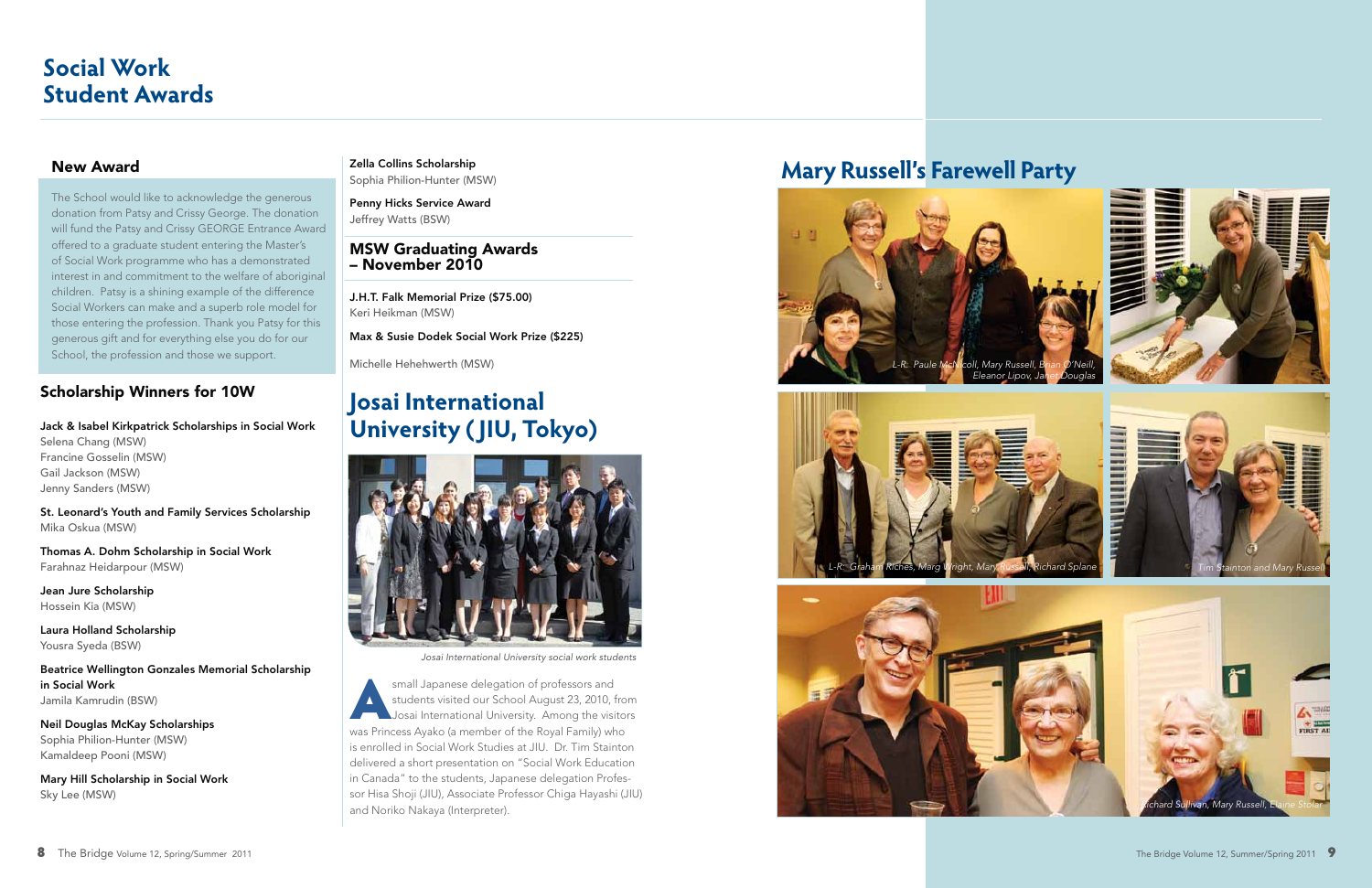# Social Work Student Awards

## New Award

The School would like to acknowledge the generous donation from Patsy and Crissy George. The donation will fund the Patsy and Crissy GEORGE Entrance Award offered to a graduate student entering the Master's of Social Work programme who has a demonstrated interest in and commitment to the welfare of aboriginal children. Patsy is a shining example of the difference Social Workers can make and a superb role model for those entering the profession. Thank you Patsy for this generous gift and for everything else you do for our School, the profession and those we support.

## Scholarship Winners for 10W

**Jack & Isabel Kirkpatrick Scholarships in Social Work**
Selena Chang (MSW)
Francine Gosselin (MSW)
Gail Jackson (MSW)
Jenny Sanders (MSW)

**St. Leonard's Youth and Family Services Scholarship**
Mika Oskua (MSW)

**Thomas A. Dohm Scholarship in Social Work**
Farahnaz Heidarpour (MSW)

**Jean Jure Scholarship**
Hossein Kia (MSW)

**Laura Holland Scholarship**
Yousra Syeda (BSW)

**Beatrice Wellington Gonzales Memorial Scholarship in Social Work**
Jamila Kamrudin (BSW)

**Neil Douglas McKay Scholarships**
Sophia Philion-Hunter (MSW)
Kamaldeep Pooni (MSW)

**Mary Hill Scholarship in Social Work**
Sky Lee (MSW)

**Zella Collins Scholarship**
Sophia Philion-Hunter (MSW)

**Penny Hicks Service Award**
Jeffrey Watts (BSW)

## MSW Graduating Awards – November 2010

**J.H.T. Falk Memorial Prize ($75.00)**
Keri Heikman (MSW)

**Max & Susie Dodek Social Work Prize ($225)**

Michelle Hehehwerth (MSW)

# Josai International University (JIU, Tokyo)

*Josai International University social work students*

A small Japanese delegation of professors and students visited our School August 23, 2010, from Josai International University. Among the visitors was Princess Ayako (a member of the Royal Family) who is enrolled in Social Work Studies at JIU. Dr. Tim Stainton delivered a short presentation on "Social Work Education in Canada" to the students, Japanese delegation Professor Hisa Shoji (JIU), Associate Professor Chiga Hayashi (JIU) and Noriko Nakaya (Interpreter).

# Mary Russell's Farewell Party

*L-R: Paule McNicoll, Mary Russell, Brian O'Neill, Eleanor Lipov, Janet Douglas*

*L-R: Graham Riches, Marg Wright, Mary Russell, Richard Splane*

*Tim Stainton and Mary Russell*

*Richard Sullivan, Mary Russell, Elaine Stolar*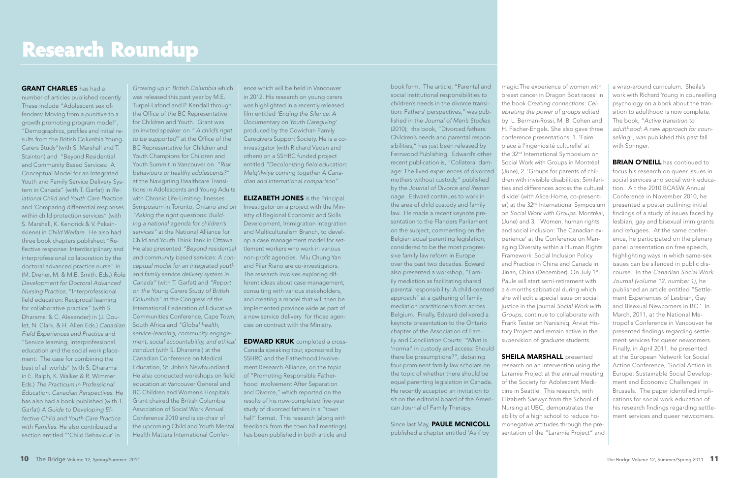# Research Roundup

**GRANT CHARLES** has had a number of articles published recently. These include "Adolescent sex offenders: Moving from a punitive to a growth promoting program model", "Demographics, profiles and initial results from the British Columbia Young Carers Study"(with S. Marshall and T. Stainton) and "Beyond Residential and Community Based Services: A Conceptual Model for an Integrated Youth and Family Service Delivery System in Canada" (with T. Garfat) in *Relational Child and Youth Care Practice* and 'Comparing differential responses within child protection services" (with S. Marshall, K. Kendrick & V. Pakainskiene) in *Child Welfare*. He also had three book chapters published: "Reflective response: Interdisciplinary and interprofessional collaboration by the doctoral advanced practice nurse" in (M. Dreher, M. & M.E. Smith. Eds.) *Role Development for Doctoral Advanced Nursing Practice*, "Interprofessional field education: Reciprocal learning for collaborative practice" (with S. Dharamsi & C. Alexander) in (J. Doulet, N. Clark, & H. Allen Eds.) *Canadian Field Experiences and Practice* and "Service learning, interprofessional education and the social work placement: The case for combining the best of all worlds" (with S. Dharamsi in E. Ralph, K. Walker & R. Wimmer Eds.) *The Practicum in Professional Education: Canadian Perspectives.* He has also had a book published (with T. Garfat) *A Guide to Developing Effective Child and Youth Care Practice with Families.* He also contributed a section entitled "'Child Behaviour' in *Growing up in British Columbia* which was released this past year by M.E. Turpel-Lafond and P. Kendall through the Office of the BC Representative for Children and Youth. Grant was an invited speaker on *" A child's right to be supported"* at the Office of the BC Representative for Children and Youth Champions for Children and Youth Summit in Vancouver on *"Risk behaviours or healthy adolescents?"* at the Navigating Healthcare Transitions in Adolescents and Young Adults with Chronic Life-Limiting Illnesses Symposium in Toronto, Ontario and on *"Asking the right questions: Building a national agenda for children's services"* at the National Alliance for Child and Youth Think Tank in Ottawa. He also presented *"Beyond residential and community based services: A conceptual model for an integrated youth and family service delivery system in Canada"* (with T. Garfat) and *"Report on the Young Carers Study of British Columbia"* at the Congress of the International Federation of Educative Communities Conference, Cape Town, South Africa and *"Global health, service-learning, community engagement, social accountability, and ethical conduct* (with S. Dharamsi) at the Canadian Conference on Medical Education, St. John's Newfoundland. He also conducted workshops on field education at Vancouver General and BC Children and Women's Hospitals. Grant chaired the British Columbia Association of Social Work Annual Conference 2010 and is co-chair of the upcoming Child and Youth Mental Health Matters International Conference which will be held in Vancouver in 2012. His research on young carers was highlighted in a recently released film entitled *'Ending the Silence: A Documentary on Youth Caregiving'* produced by the Cowichan Family Caregivers Support Society. He is a co-investigator (with Richard Vedan and others) on a SSHRC funded project entitled *"Decolonizing field education: Melq'ilwiye coming together A Canadian and international comparison"*.

**ELIZABETH JONES** is the Principal Investigator on a project with the Ministry of Regional Economic and Skills Development, Immigration Integration and Multiculturalism Branch, to develop a case management model for settlement workers who work in various non-profit agencies. Miu Chung Yan and Pilar Riano are co-investigators. The research involves exploring different ideas about case management, consulting with various stakeholders, and creating a model that will then be implemented province wide as part of a new service delivery for those agencies on contract with the Ministry.

**EDWARD KRUK** completed a cross-Canada speaking tour, sponsored by SSHRC and the Fatherhood Involvement Research Alliance, on the topic of "Promoting Responsible Fatherhood Involvement After Separation and Divorce," which reported on the results of his now-completed five-year study of divorced fathers in a "town hall" format. This research (along with feedback from the town hall meetings) has been published in both article and book form. The article, "Parental and social institutional responsibilities to children's needs in the divorce transition: Fathers' perspectives," was published in the *Journal of Men's Studies* (2010); the book, "Divorced fathers: Children's needs and parental responsibilities," has just been released by Fernwood Publishing. Edward's other recent publication is, "Collateral damage: The lived experiences of divorced mothers without custody," published by the *Journal of Divorce and Remarriage*. Edward continues to work in the area of child custody and family law. He made a recent keynote presentation to the Flanders Parliament on the subject, commenting on the Belgian equal parenting legislation, considered to be the most progressive family law reform in Europe over the past two decades. Edward also presented a workshop, "Family mediation as facilitating shared parental responsibility: A child-centred approach" at a gathering of family mediation practitioners from across Belgium. Finally, Edward delivered a keynote presentation to the Ontario chapter of the Association of Family and Conciliation Courts: "What is 'normal' in custody and access: Should there be presumptions?", debating four prominent family law scholars on the topic of whether there should be equal parenting legislation in Canada. He recently accepted an invitation to sit on the editorial board of the American Journal of Family Therapy.

Since last May, **PAULE MCNICOLL** published a chapter entitled 'As if by magic:The experience of women with breast cancer in Dragon Boat races' in the book *Creating connections: Celebrating the power of groups* edited by L. Berman-Rossi, M. B. Cohen and H. Fischer-Engels. She also gave three conference presentations: 1. 'Faire place à l'ingéniosité culturelle' at the 32nd International Symposium on Social Work with Groups in Montréal (June), 2. 'Groups for parents of children with invisible disabilities: Similarities and differences across the cultural divide' (with Alice-Home, co-presenter) at the 32nd International Symposium on *Social Work with Groups*. Montréal, (June) and 3. ' Women, human rights and social inclusion: The Canadian experience' at the Conference on Managing Diversity within a Human Rights Framework: Social Inclusion Policy and Practice in China and Canada in Jinan, China (December). On July 1st, Paule will start semi-retirement with a 6-months sabbatical during which she will edit a special issue on social justice in the journal *Social Work with Groups*, continue to collaborate with Frank Tester on Nanisiniq: Arviat History Project and remain active in the supervision of graduate students.

**SHEILA MARSHALL** presented research on an intervention using the Laramie Project at the annual meeting of the Society for Adolescent Medicine in Seattle. This research, with Elizabeth Saewyc from the School of Nursing at UBC, demonstrates the ability of a high school to reduce homonegative attitudes through the presentation of the "Laramie Project" and a wrap-around curriculum. Sheila's work with Richard Young in counselling psychology on a book about the transition to adulthood is now complete. The book, "*Active transition to adulthood: A new approach for counselling*", was published this past fall with Springer.

**BRIAN O'NEILL** has continued to focus his research on queer issues in social services and social work education. A t the 2010 BCASW Annual Conference in November 2010, he presented a poster outlining initial findings of a study of issues faced by lesbian, gay and bisexual immigrants and refugees. At the same conference, he participated on the plenary panel presentation on free speech, highlighting ways in which same-sex issues can be silenced in public discourse. In the *Canadian Social Work Journal (volume 12, number 1)*, he published an article entitled "Settlement Experiences of Lesbian, Gay and Bisexual Newcomers in BC.' In March, 2011, at the National Metropolis Conference in Vancouver he presented findings regarding settlement services for queer newcomers. Finally, in April 2011, he presented at the European Network for Social Action Conference, 'Social Action in Europe: Sustainable Social Development and Economic Challenges' in Brussels. The paper identified implications for social work education of his research findings regarding settlement services and queer newcomers.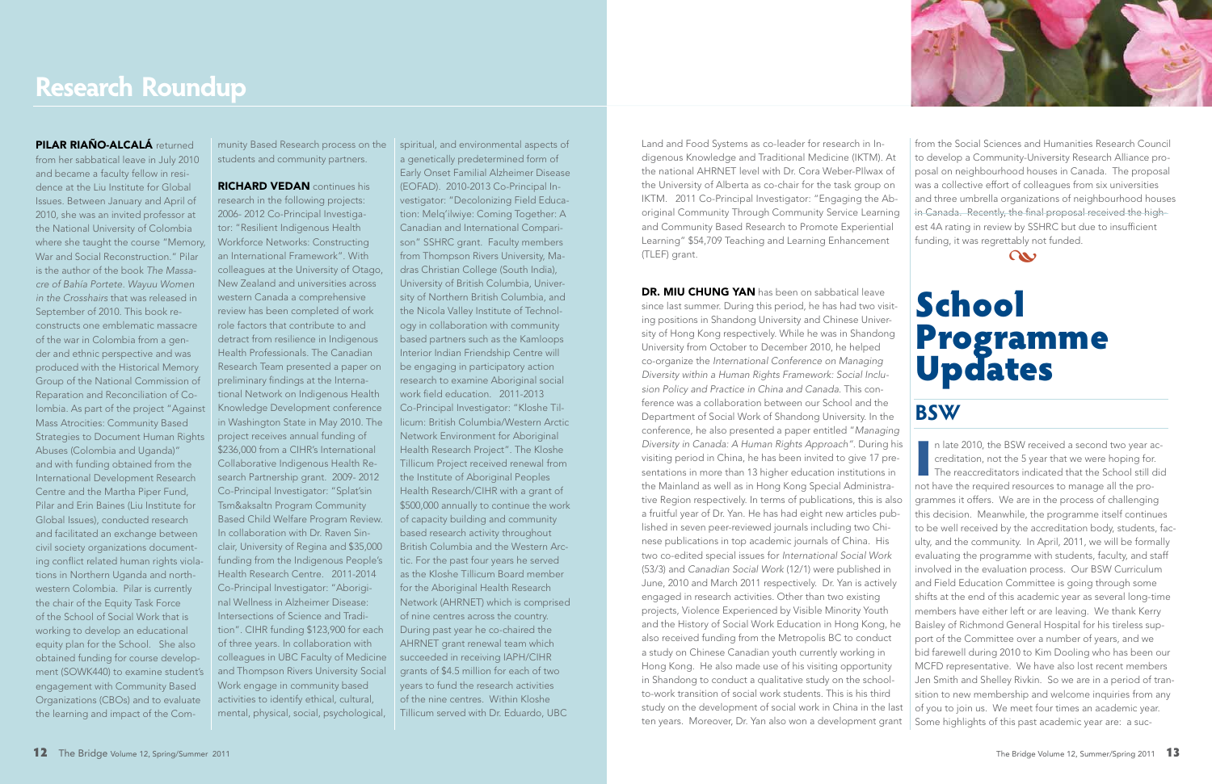# Research Roundup

**PILAR RIAÑO-ALCALÁ** returned from her sabbatical leave in July 2010 and became a faculty fellow in residence at the Liu Institute for Global Issues. Between January and April of 2010, she was an invited professor at the National University of Colombia where she taught the course "Memory, War and Social Reconstruction." Pilar is the author of the book *The Massacre of Bahía Portete. Wayuu Women in the Crosshairs* that was released in September of 2010. This book reconstructs one emblematic massacre of the war in Colombia from a gender and ethnic perspective and was produced with the Historical Memory Group of the National Commission of Reparation and Reconciliation of Colombia. As part of the project "Against Mass Atrocities: Community Based Strategies to Document Human Rights Abuses (Colombia and Uganda)" and with funding obtained from the International Development Research Centre and the Martha Piper Fund, Pilar and Erin Baines (Liu Institute for Global Issues), conducted research and facilitated an exchange between civil society organizations documenting conflict related human rights violations in Northern Uganda and northwestern Colombia. Pilar is currently the chair of the Equity Task Force of the School of Social Work that is working to develop an educational equity plan for the School. She also obtained funding for course development (SOWK440) to examine student's engagement with Community Based Organizations (CBOs) and to evaluate the learning and impact of the Community Based Research process on the students and community partners.

**RICHARD VEDAN** continues his research in the following projects: 2006- 2012 Co-Principal Investigator: "Resilient Indigenous Health Workforce Networks: Constructing an International Framework". With colleagues at the University of Otago, New Zealand and universities across western Canada a comprehensive review has been completed of work role factors that contribute to and detract from resilience in Indigenous Health Professionals. The Canadian Research Team presented a paper on preliminary findings at the International Network on Indigenous Health Knowledge Development conference in Washington State in May 2010. The project receives annual funding of $236,000 from a CIHR's International Collaborative Indigenous Health Research Partnership grant. 2009- 2012 Co-Principal Investigator: "Splat'sin Tsm&aksaltn Program Community Based Child Welfare Program Review. In collaboration with Dr. Raven Sinclair, University of Regina and $35,000 funding from the Indigenous People's Health Research Centre. 2011-2014 Co-Principal Investigator: "Aboriginal Wellness in Alzheimer Disease: Intersections of Science and Tradition". CIHR funding $123,900 for each of three years. In collaboration with colleagues in UBC Faculty of Medicine and Thompson Rivers University Social Work engage in community based activities to identify ethical, cultural, mental, physical, social, psychological, spiritual, and environmental aspects of a genetically predetermined form of Early Onset Familial Alzheimer Disease (EOFAD). 2010-2013 Co-Principal Investigator: "Decolonizing Field Education: Melq'ilwiye: Coming Together: A Canadian and International Comparison" SSHRC grant. Faculty members from Thompson Rivers University, Madras Christian College (South India), University of British Columbia, University of Northern British Columbia, and the Nicola Valley Institute of Technology in collaboration with community based partners such as the Kamloops Interior Indian Friendship Centre will be engaging in participatory action research to examine Aboriginal social work field education. 2011-2013 Co-Principal Investigator: "Kloshe Tillicum: British Columbia/Western Arctic Network Environment for Aboriginal Health Research Project". The Kloshe Tillicum Project received renewal from the Institute of Aboriginal Peoples Health Research/CIHR with a grant of $500,000 annually to continue the work of capacity building and community based research activity throughout British Columbia and the Western Arctic. For the past four years he served as the Kloshe Tillicum Board member for the Aboriginal Health Research Network (AHRNET) which is comprised of nine centres across the country. During past year he co-chaired the AHRNET grant renewal team which succeeded in receiving IAPH/CIHR grants of $4.5 million for each of two years to fund the research activities of the nine centres. Within Kloshe Tillicum served with Dr. Eduardo, UBC Land and Food Systems as co-leader for research in Indigenous Knowledge and Traditional Medicine (IKTM). At the national AHRNET level with Dr. Cora Weber-Pillwax of the University of Alberta as co-chair for the task group on IKTM. 2011 Co-Principal Investigator: "Engaging the Aboriginal Community Through Community Service Learning and Community Based Research to Promote Experiential Learning" $54,709 Teaching and Learning Enhancement (TLEF) grant.

**DR. MIU CHUNG YAN** has been on sabbatical leave since last summer. During this period, he has had two visiting positions in Shandong University and Chinese University of Hong Kong respectively. While he was in Shandong University from October to December 2010, he helped co-organize the *International Conference on Managing Diversity within a Human Rights Framework: Social Inclusion Policy and Practice in China and Canada.* This conference was a collaboration between our School and the Department of Social Work of Shandong University. In the conference, he also presented a paper entitled "*Managing Diversity in Canada: A Human Rights Approach*". During his visiting period in China, he has been invited to give 17 presentations in more than 13 higher education institutions in the Mainland as well as in Hong Kong Special Administrative Region respectively. In terms of publications, this is also a fruitful year of Dr. Yan. He has had eight new articles published in seven peer-reviewed journals including two Chinese publications in top academic journals of China. His two co-edited special issues for *International Social Work* (53/3) and *Canadian Social Work* (12/1) were published in June, 2010 and March 2011 respectively. Dr. Yan is actively engaged in research activities. Other than two existing projects, Violence Experienced by Visible Minority Youth and the History of Social Work Education in Hong Kong, he also received funding from the Metropolis BC to conduct a study on Chinese Canadian youth currently working in Hong Kong. He also made use of his visiting opportunity in Shandong to conduct a qualitative study on the school-to-work transition of social work students. This is his third study on the development of social work in China in the last ten years. Moreover, Dr. Yan also won a development grant from the Social Sciences and Humanities Research Council to develop a Community-University Research Alliance proposal on neighbourhood houses in Canada. The proposal was a collective effort of colleagues from six universities and three umbrella organizations of neighbourhood houses in Canada. Recently, the final proposal received the highest 4A rating in review by SSHRC but due to insufficient funding, it was regrettably not funded.

# School Programme Updates

## BSW

In late 2010, the BSW received a second two year accreditation, not the 5 year that we were hoping for. The reaccreditators indicated that the School still did not have the required resources to manage all the programmes it offers. We are in the process of challenging this decision. Meanwhile, the programme itself continues to be well received by the accreditation body, students, faculty, and the community. In April, 2011, we will be formally evaluating the programme with students, faculty, and staff involved in the evaluation process. Our BSW Curriculum and Field Education Committee is going through some shifts at the end of this academic year as several long-time members have either left or are leaving. We thank Kerry Baisley of Richmond General Hospital for his tireless support of the Committee over a number of years, and we bid farewell during 2010 to Kim Dooling who has been our MCFD representative. We have also lost recent members Jen Smith and Shelley Rivkin. So we are in a period of transition to new membership and welcome inquiries from any of you to join us. We meet four times an academic year. Some highlights of this past academic year are: a suc-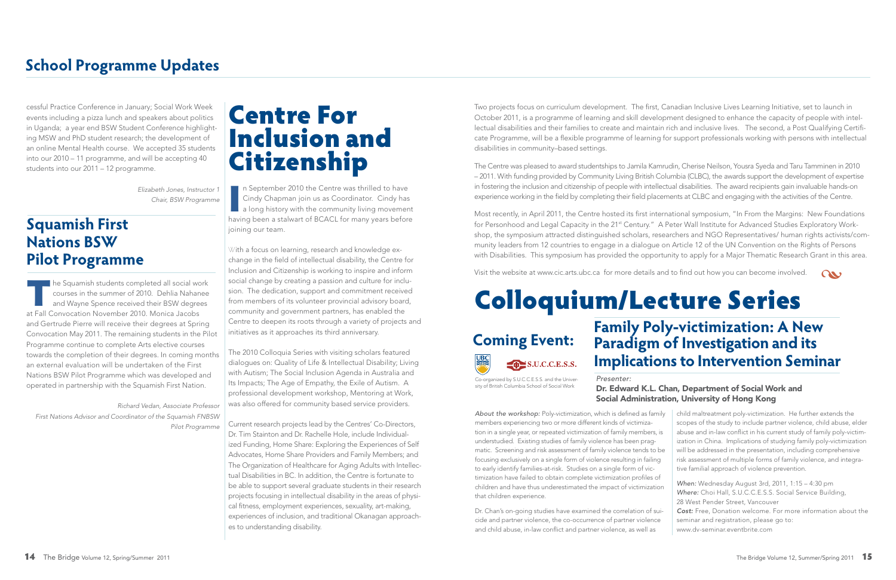## School Programme Updates

cessful Practice Conference in January; Social Work Week events including a pizza lunch and speakers about politics in Uganda; a year end BSW Student Conference highlighting MSW and PhD student research; the development of an online Mental Health course. We accepted 35 students into our 2010 – 11 programme, and will be accepting 40 students into our 2011 – 12 programme.

*Elizabeth Jones, Instructor 1*
*Chair, BSW Programme*

## Squamish First Nations BSW Pilot Programme

The Squamish students completed all social work courses in the summer of 2010. Dehlia Nahanee and Wayne Spence received their BSW degrees at Fall Convocation November 2010. Monica Jacobs and Gertrude Pierre will receive their degrees at Spring Convocation May 2011. The remaining students in the Pilot Programme continue to complete Arts elective courses towards the completion of their degrees. In coming months an external evaluation will be undertaken of the First Nations BSW Pilot Programme which was developed and operated in partnership with the Squamish First Nation.

*Richard Vedan, Associate Professor*
*First Nations Advisor and Coordinator of the Squamish FNBSW Pilot Programme*

# Centre For Inclusion and Citizenship

In September 2010 the Centre was thrilled to have Cindy Chapman join us as Coordinator. Cindy has a long history with the community living movement having been a stalwart of BCACL for many years before joining our team.

With a focus on learning, research and knowledge exchange in the field of intellectual disability, the Centre for Inclusion and Citizenship is working to inspire and inform social change by creating a passion and culture for inclusion. The dedication, support and commitment received from members of its volunteer provincial advisory board, community and government partners, has enabled the Centre to deepen its roots through a variety of projects and initiatives as it approaches its third anniversary.

The 2010 Colloquia Series with visiting scholars featured dialogues on: Quality of Life & Intellectual Disability; Living with Autism; The Social Inclusion Agenda in Australia and Its Impacts; The Age of Empathy, the Exile of Autism. A professional development workshop, Mentoring at Work, was also offered for community based service providers.

Current research projects lead by the Centres' Co-Directors, Dr. Tim Stainton and Dr. Rachelle Hole, include Individualized Funding, Home Share: Exploring the Experiences of Self Advocates, Home Share Providers and Family Members; and The Organization of Healthcare for Aging Adults with Intellectual Disabilities in BC. In addition, the Centre is fortunate to be able to support several graduate students in their research projects focusing in intellectual disability in the areas of physical fitness, employment experiences, sexuality, art-making, experiences of inclusion, and traditional Okanagan approaches to understanding disability.

Two projects focus on curriculum development. The first, Canadian Inclusive Lives Learning Initiative, set to launch in October 2011, is a programme of learning and skill development designed to enhance the capacity of people with intellectual disabilities and their families to create and maintain rich and inclusive lives. The second, a Post Qualifying Certificate Programme, will be a flexible programme of learning for support professionals working with persons with intellectual disabilities in community–based settings.

The Centre was pleased to award studentships to Jamila Kamrudin, Cherise Neilson, Yousra Syeda and Taru Tamminen in 2010 – 2011. With funding provided by Community Living British Columbia (CLBC), the awards support the development of expertise in fostering the inclusion and citizenship of people with intellectual disabilities. The award recipients gain invaluable hands-on experience working in the field by completing their field placements at CLBC and engaging with the activities of the Centre.

Most recently, in April 2011, the Centre hosted its first international symposium, "In From the Margins: New Foundations for Personhood and Legal Capacity in the 21st Century." A Peter Wall Institute for Advanced Studies Exploratory Workshop, the symposium attracted distinguished scholars, researchers and NGO Representatives/ human rights activists/community leaders from 12 countries to engage in a dialogue on Article 12 of the UN Convention on the Rights of Persons with Disabilities. This symposium has provided the opportunity to apply for a Major Thematic Research Grant in this area.

Visit the website at www.cic.arts.ubc.ca for more details and to find out how you can become involved.

# Colloquium/Lecture Series

## Coming Event:

Co-organized by S.U.C.C.E.S.S. and the University of British Columbia School of Social Work

## Family Poly-victimization: A New Paradigm of Investigation and its Implications to Intervention Seminar

*Presenter:*
**Dr. Edward K.L. Chan, Department of Social Work and Social Administration, University of Hong Kong**

*About the workshop:* Poly-victimization, which is defined as family members experiencing two or more different kinds of victimization in a single year, or repeated victimization of family members, is understudied. Existing studies of family violence has been pragmatic. Screening and risk assessment of family violence tends to be focusing exclusively on a single form of violence resulting in failing to early identify families-at-risk. Studies on a single form of victimization have failed to obtain complete victimization profiles of children and have thus underestimated the impact of victimization that children experience.

Dr. Chan's on-going studies have examined the correlation of suicide and partner violence, the co-occurrence of partner violence and child abuse, in-law conflict and partner violence, as well as child maltreatment poly-victimization. He further extends the scopes of the study to include partner violence, child abuse, elder abuse and in-law conflict in his current study of family poly-victimization in China. Implications of studying family poly-victimization will be addressed in the presentation, including comprehensive risk assessment of multiple forms of family violence, and integrative familial approach of violence prevention.

*When:* Wednesday August 3rd, 2011, 1:15 – 4:30 pm
*Where:* Choi Hall, S.U.C.C.E.S.S. Social Service Building, 28 West Pender Street, Vancouver
*Cost:* Free, Donation welcome. For more information about the seminar and registration, please go to: www.dv-seminar.eventbrite.com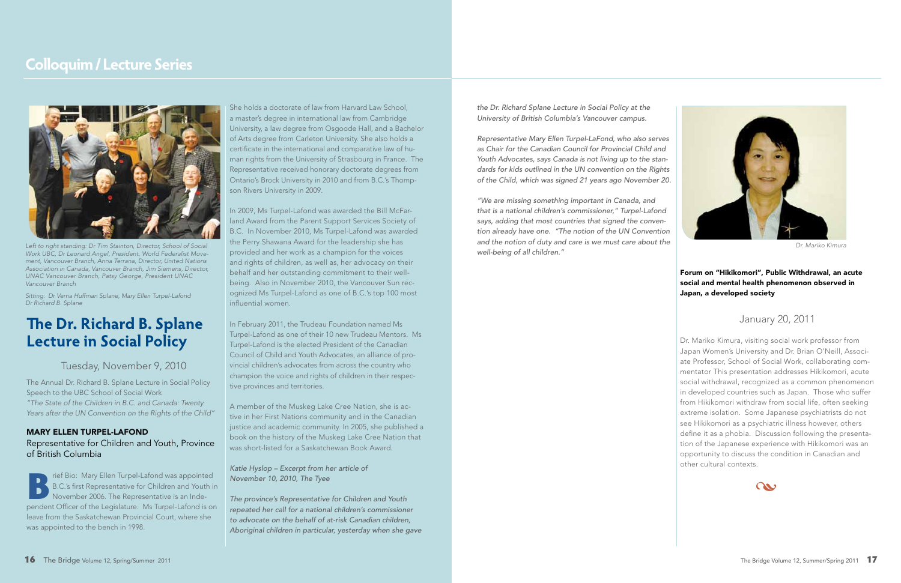# Colloquim / Lecture Series

Left to right standing: Dr Tim Stainton, Director, School of Social Work UBC, Dr Leonard Angel, President, World Federalist Movement, Vancouver Branch, Anna Terrana, Director, United Nations Association in Canada, Vancouver Branch, Jim Siemens, Director, UNAC Vancouver Branch, Patsy George, President UNAC Vancouver Branch

Sitting: Dr Verna Huffman Splane, Mary Ellen Turpel-Lafond Dr Richard B. Splane

## The Dr. Richard B. Splane Lecture in Social Policy

Tuesday, November 9, 2010

The Annual Dr. Richard B. Splane Lecture in Social Policy Speech to the UBC School of Social Work
*"The State of the Children in B.C. and Canada: Twenty Years after the UN Convention on the Rights of the Child"*

**MARY ELLEN TURPEL-LAFOND**
Representative for Children and Youth, Province of British Columbia

Brief Bio: Mary Ellen Turpel-Lafond was appointed B.C.'s first Representative for Children and Youth in November 2006. The Representative is an Independent Officer of the Legislature. Ms Turpel-Lafond is on leave from the Saskatchewan Provincial Court, where she was appointed to the bench in 1998.

She holds a doctorate of law from Harvard Law School, a master's degree in international law from Cambridge University, a law degree from Osgoode Hall, and a Bachelor of Arts degree from Carleton University. She also holds a certificate in the international and comparative law of human rights from the University of Strasbourg in France. The Representative received honorary doctorate degrees from Ontario's Brock University in 2010 and from B.C.'s Thompson Rivers University in 2009.

In 2009, Ms Turpel-Lafond was awarded the Bill McFarland Award from the Parent Support Services Society of B.C. In November 2010, Ms Turpel-Lafond was awarded the Perry Shawana Award for the leadership she has provided and her work as a champion for the voices and rights of children, as well as, her advocacy on their behalf and her outstanding commitment to their well-being. Also in November 2010, the Vancouver Sun recognized Ms Turpel-Lafond as one of B.C.'s top 100 most influential women.

In February 2011, the Trudeau Foundation named Ms Turpel-Lafond as one of their 10 new Trudeau Mentors. Ms Turpel-Lafond is the elected President of the Canadian Council of Child and Youth Advocates, an alliance of provincial children's advocates from across the country who champion the voice and rights of children in their respective provinces and territories.

A member of the Muskeg Lake Cree Nation, she is active in her First Nations community and in the Canadian justice and academic community. In 2005, she published a book on the history of the Muskeg Lake Cree Nation that was short-listed for a Saskatchewan Book Award.

*Katie Hyslop – Excerpt from her article of November 10, 2010, The Tyee*

*The province's Representative for Children and Youth repeated her call for a national children's commissioner to advocate on the behalf of at-risk Canadian children, Aboriginal children in particular, yesterday when she gave the Dr. Richard Splane Lecture in Social Policy at the University of British Columbia's Vancouver campus.*

*Representative Mary Ellen Turpel-LaFond, who also serves as Chair for the Canadian Council for Provincial Child and Youth Advocates, says Canada is not living up to the standards for kids outlined in the UN convention on the Rights of the Child, which was signed 21 years ago November 20.*

*"We are missing something important in Canada, and that is a national children's commissioner," Turpel-Lafond says, adding that most countries that signed the convention already have one. "The notion of the UN Convention and the notion of duty and care is we must care about the well-being of all children."*

Dr. Mariko Kimura

**Forum on "Hikikomori", Public Withdrawal, an acute social and mental health phenomenon observed in Japan, a developed society**

January 20, 2011

Dr. Mariko Kimura, visiting social work professor from Japan Women's University and Dr. Brian O'Neill, Associate Professor, School of Social Work, collaborating commentator This presentation addresses Hikikomori, acute social withdrawal, recognized as a common phenomenon in developed countries such as Japan. Those who suffer from Hikikomori withdraw from social life, often seeking extreme isolation. Some Japanese psychiatrists do not see Hikikomori as a psychiatric illness however, others define it as a phobia. Discussion following the presentation of the Japanese experience with Hikikomori was an opportunity to discuss the condition in Canadian and other cultural contexts.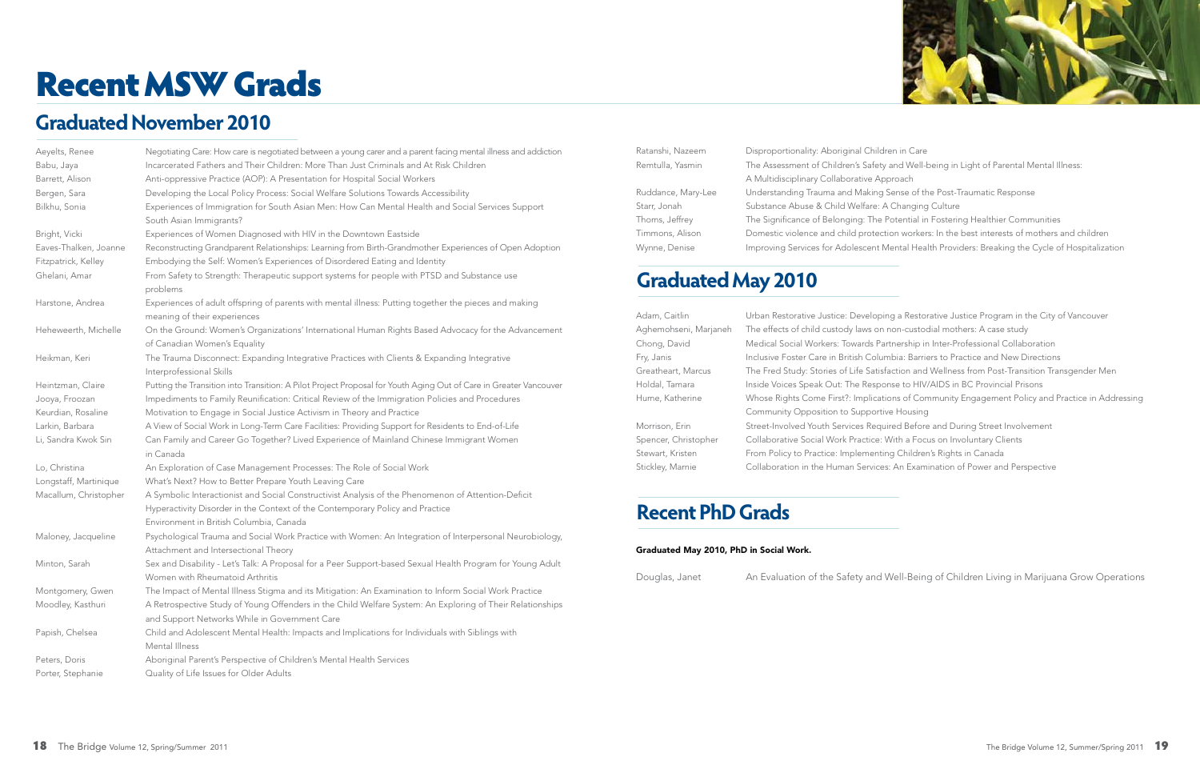# Recent MSW Grads

## Graduated November 2010

| | |
|---|---|
| Aeyelts, Renee | Negotiating Care: How care is negotiated between a young carer and a parent facing mental illness and addiction |
| Babu, Jaya | Incarcerated Fathers and Their Children: More Than Just Criminals and At Risk Children |
| Barrett, Alison | Anti-oppressive Practice (AOP): A Presentation for Hospital Social Workers |
| Bergen, Sara | Developing the Local Policy Process: Social Welfare Solutions Towards Accessibility |
| Bilkhu, Sonia | Experiences of Immigration for South Asian Men: How Can Mental Health and Social Services Support South Asian Immigrants? |
| Bright, Vicki | Experiences of Women Diagnosed with HIV in the Downtown Eastside |
| Eaves-Thalken, Joanne | Reconstructing Grandparent Relationships: Learning from Birth-Grandmother Experiences of Open Adoption |
| Fitzpatrick, Kelley | Embodying the Self: Women's Experiences of Disordered Eating and Identity |
| Ghelani, Amar | From Safety to Strength: Therapeutic support systems for people with PTSD and Substance use problems |
| Harstone, Andrea | Experiences of adult offspring of parents with mental illness: Putting together the pieces and making meaning of their experiences |
| Heheweerth, Michelle | On the Ground: Women's Organizations' International Human Rights Based Advocacy for the Advancement of Canadian Women's Equality |
| Heikman, Keri | The Trauma Disconnect: Expanding Integrative Practices with Clients & Expanding Integrative Interprofessional Skills |
| Heintzman, Claire | Putting the Transition into Transition: A Pilot Project Proposal for Youth Aging Out of Care in Greater Vancouver |
| Jooya, Froozan | Impediments to Family Reunification: Critical Review of the Immigration Policies and Procedures |
| Keurdian, Rosaline | Motivation to Engage in Social Justice Activism in Theory and Practice |
| Larkin, Barbara | A View of Social Work in Long-Term Care Facilities: Providing Support for Residents to End-of-Life |
| Li, Sandra Kwok Sin | Can Family and Career Go Together? Lived Experience of Mainland Chinese Immigrant Women in Canada |
| Lo, Christina | An Exploration of Case Management Processes: The Role of Social Work |
| Longstaff, Martinique | What's Next? How to Better Prepare Youth Leaving Care |
| Macallum, Christopher | A Symbolic Interactionist and Social Constructivist Analysis of the Phenomenon of Attention-Deficit Hyperactivity Disorder in the Context of the Contemporary Policy and Practice Environment in British Columbia, Canada |
| Maloney, Jacqueline | Psychological Trauma and Social Work Practice with Women: An Integration of Interpersonal Neurobiology, Attachment and Intersectional Theory |
| Minton, Sarah | Sex and Disability - Let's Talk: A Proposal for a Peer Support-based Sexual Health Program for Young Adult Women with Rheumatoid Arthritis |
| Montgomery, Gwen | The Impact of Mental Illness Stigma and its Mitigation: An Examination to Inform Social Work Practice |
| Moodley, Kasthuri | A Retrospective Study of Young Offenders in the Child Welfare System: An Exploring of Their Relationships and Support Networks While in Government Care |
| Papish, Chelsea | Child and Adolescent Mental Health: Impacts and Implications for Individuals with Siblings with Mental Illness |
| Peters, Doris | Aboriginal Parent's Perspective of Children's Mental Health Services |
| Porter, Stephanie | Quality of Life Issues for Older Adults |
| Ratanshi, Nazeem | Disproportionality: Aboriginal Children in Care |
| Remtulla, Yasmin | The Assessment of Children's Safety and Well-being in Light of Parental Mental Illness: A Multidisciplinary Collaborative Approach |
| Ruddance, Mary-Lee | Understanding Trauma and Making Sense of the Post-Traumatic Response |
| Starr, Jonah | Substance Abuse & Child Welfare: A Changing Culture |
| Thoms, Jeffrey | The Significance of Belonging: The Potential in Fostering Healthier Communities |
| Timmons, Alison | Domestic violence and child protection workers: In the best interests of mothers and children |
| Wynne, Denise | Improving Services for Adolescent Mental Health Providers: Breaking the Cycle of Hospitalization |

## Graduated May 2010

| | |
|---|---|
| Adam, Caitlin | Urban Restorative Justice: Developing a Restorative Justice Program in the City of Vancouver |
| Aghemohseni, Marjaneh | The effects of child custody laws on non-custodial mothers: A case study |
| Chong, David | Medical Social Workers: Towards Partnership in Inter-Professional Collaboration |
| Fry, Janis | Inclusive Foster Care in British Columbia: Barriers to Practice and New Directions |
| Greatheart, Marcus | The Fred Study: Stories of Life Satisfaction and Wellness from Post-Transition Transgender Men |
| Holdal, Tamara | Inside Voices Speak Out: The Response to HIV/AIDS in BC Provincial Prisons |
| Hume, Katherine | Whose Rights Come First?: Implications of Community Engagement Policy and Practice in Addressing Community Opposition to Supportive Housing |
| Morrison, Erin | Street-Involved Youth Services Required Before and During Street Involvement |
| Spencer, Christopher | Collaborative Social Work Practice: With a Focus on Involuntary Clients |
| Stewart, Kristen | From Policy to Practice: Implementing Children's Rights in Canada |
| Stickley, Marnie | Collaboration in the Human Services: An Examination of Power and Perspective |

# Recent PhD Grads

**Graduated May 2010, PhD in Social Work.**

| | |
|---|---|
| Douglas, Janet | An Evaluation of the Safety and Well-Being of Children Living in Marijuana Grow Operations |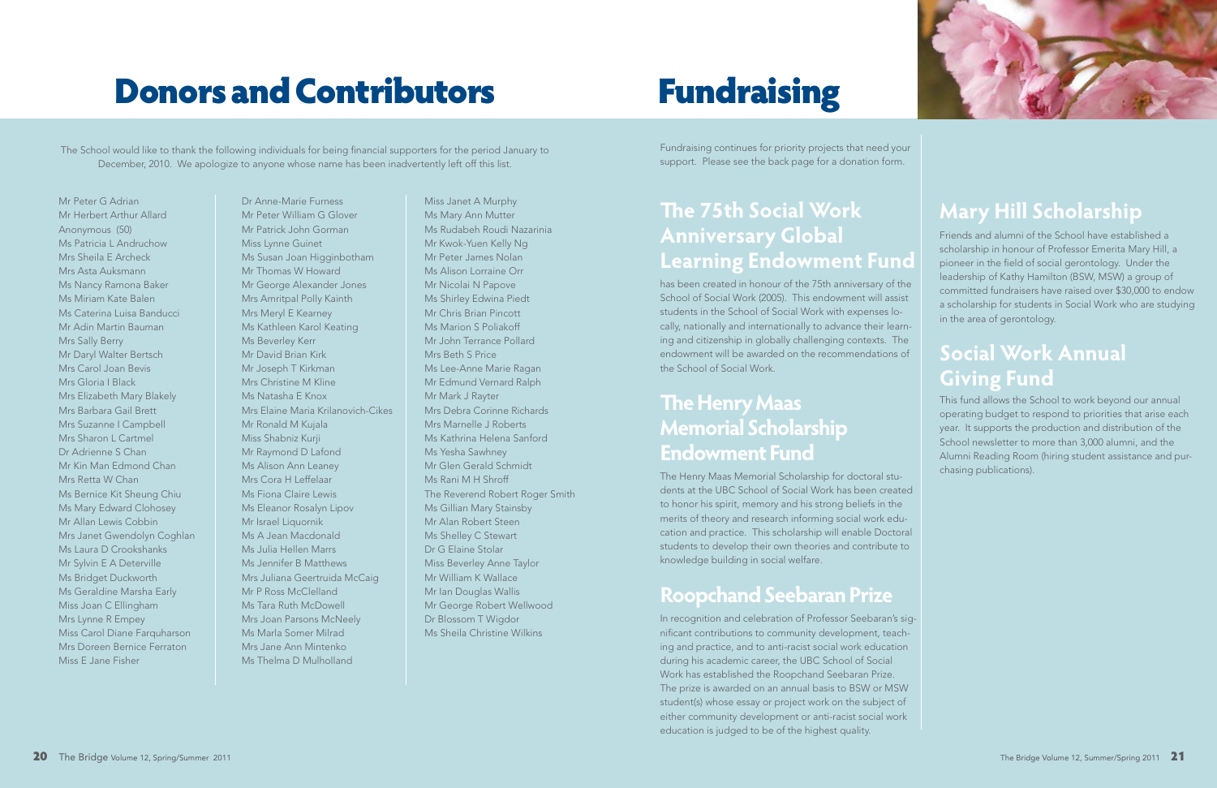# Donors and Contributors

The School would like to thank the following individuals for being financial supporters for the period January to December, 2010. We apologize to anyone whose name has been inadvertently left off this list.

Mr Peter G Adrian
Mr Herbert Arthur Allard
Anonymous (50)
Ms Patricia L Andruchow
Mrs Sheila E Archeck
Mrs Asta Auksmann
Ms Nancy Ramona Baker
Ms Miriam Kate Balen
Ms Caterina Luisa Banducci
Mr Adin Martin Bauman
Mrs Sally Berry
Mr Daryl Walter Bertsch
Mrs Carol Joan Bevis
Mrs Gloria I Black
Mrs Elizabeth Mary Blakely
Mrs Barbara Gail Brett
Mrs Suzanne I Campbell
Mrs Sharon L Cartmel
Dr Adrienne S Chan
Mr Kin Man Edmond Chan
Mrs Retta W Chan
Ms Bernice Kit Sheung Chiu
Ms Mary Edward Clohosey
Mr Allan Lewis Cobbin
Mrs Janet Gwendolyn Coghlan
Ms Laura D Crookshanks
Mr Sylvin E A Deterville
Ms Bridget Duckworth
Ms Geraldine Marsha Early
Miss Joan C Ellingham
Mrs Lynne R Empey
Miss Carol Diane Farquharson
Mrs Doreen Bernice Ferraton
Miss E Jane Fisher
Dr Anne-Marie Furness
Mr Peter William G Glover
Mr Patrick John Gorman
Miss Lynne Guinet
Ms Susan Joan Higginbotham
Mr Thomas W Howard
Mr George Alexander Jones
Mrs Amritpal Polly Kainth
Mrs Meryl E Kearney
Ms Kathleen Karol Keating
Ms Beverley Kerr
Mr David Brian Kirk
Mr Joseph T Kirkman
Mrs Christine M Kline
Ms Natasha E Knox
Mrs Elaine Maria Krilanovich-Cikes
Mr Ronald M Kujala
Miss Shabniz Kurji
Mr Raymond D Lafond
Ms Alison Ann Leaney
Mrs Cora H Leffelaar
Ms Fiona Claire Lewis
Ms Eleanor Rosalyn Lipov
Mr Israel Liquornik
Ms A Jean Macdonald
Ms Julia Hellen Marrs
Ms Jennifer B Matthews
Mrs Juliana Geertruida McCaig
Mr P Ross McClelland
Ms Tara Ruth McDowell
Mrs Joan Parsons McNeely
Ms Marla Somer Milrad
Mrs Jane Ann Mintenko
Ms Thelma D Mulholland
Miss Janet A Murphy
Ms Mary Ann Mutter
Ms Rudabeh Roudi Nazarinia
Mr Kwok-Yuen Kelly Ng
Mr Peter James Nolan
Ms Alison Lorraine Orr
Mr Nicolai N Papove
Ms Shirley Edwina Piedt
Mr Chris Brian Pincott
Ms Marion S Poliakoff
Mr John Terrance Pollard
Mrs Beth S Price
Ms Lee-Anne Marie Ragan
Mr Edmund Vernard Ralph
Mr Mark J Rayter
Mrs Debra Corinne Richards
Mrs Marnelle J Roberts
Ms Kathrina Helena Sanford
Ms Yesha Sawhney
Mr Glen Gerald Schmidt
Ms Rani M H Shroff
The Reverend Robert Roger Smith
Ms Gillian Mary Stainsby
Mr Alan Robert Steen
Ms Shelley C Stewart
Dr G Elaine Stolar
Miss Beverley Anne Taylor
Mr William K Wallace
Mr Ian Douglas Wallis
Mr George Robert Wellwood
Dr Blossom T Wigdor
Ms Sheila Christine Wilkins

# Fundraising

Fundraising continues for priority projects that need your support. Please see the back page for a donation form.

## The 75th Social Work Anniversary Global Learning Endowment Fund

has been created in honour of the 75th anniversary of the School of Social Work (2005). This endowment will assist students in the School of Social Work with expenses locally, nationally and internationally to advance their learning and citizenship in globally challenging contexts. The endowment will be awarded on the recommendations of the School of Social Work.

## The Henry Maas Memorial Scholarship Endowment Fund

The Henry Maas Memorial Scholarship for doctoral students at the UBC School of Social Work has been created to honor his spirit, memory and his strong beliefs in the merits of theory and research informing social work education and practice. This scholarship will enable Doctoral students to develop their own theories and contribute to knowledge building in social welfare.

## Roopchand Seebaran Prize

In recognition and celebration of Professor Seebaran's significant contributions to community development, teaching and practice, and to anti-racist social work education during his academic career, the UBC School of Social Work has established the Roopchand Seebaran Prize. The prize is awarded on an annual basis to BSW or MSW student(s) whose essay or project work on the subject of either community development or anti-racist social work education is judged to be of the highest quality.

## Mary Hill Scholarship

Friends and alumni of the School have established a scholarship in honour of Professor Emerita Mary Hill, a pioneer in the field of social gerontology. Under the leadership of Kathy Hamilton (BSW, MSW) a group of committed fundraisers have raised over $30,000 to endow a scholarship for students in Social Work who are studying in the area of gerontology.

## Social Work Annual Giving Fund

This fund allows the School to work beyond our annual operating budget to respond to priorities that arise each year. It supports the production and distribution of the School newsletter to more than 3,000 alumni, and the Alumni Reading Room (hiring student assistance and purchasing publications).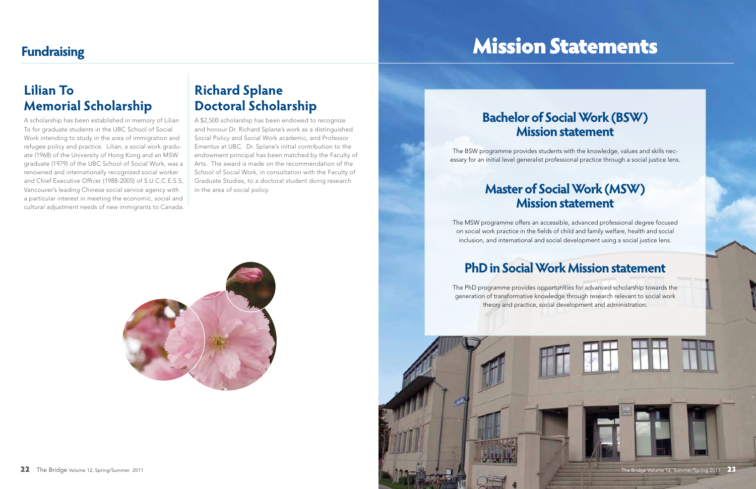## Fundraising

### Lilian To Memorial Scholarship

A scholarship has been established in memory of Lilian To for graduate students in the UBC School of Social Work intending to study in the area of immigration and refugee policy and practice. Lilian, a social work graduate (1968) of the University of Hong Kong and an MSW graduate (1979) of the UBC School of Social Work, was a renowned and internationally recognized social worker and Chief Executive Officer (1988-2005) of S.U.C.C.E.S.S, Vancouver's leading Chinese social service agency with a particular interest in meeting the economic, social and cultural adjustment needs of new immigrants to Canada.

### Richard Splane Doctoral Scholarship

A $2,500 scholarship has been endowed to recognize and honour Dr. Richard Splane's work as a distinguished Social Policy and Social Work academic, and Professor Emeritus at UBC. Dr. Splane's initial contribution to the endowment principal has been matched by the Faculty of Arts. The award is made on the recommendation of the School of Social Work, in consultation with the Faculty of Graduate Studies, to a doctoral student doing research in the area of social policy.

# Mission Statements

## Bachelor of Social Work (BSW) Mission statement

The BSW programme provides students with the knowledge, values and skills necessary for an initial level generalist professional practice through a social justice lens.

## Master of Social Work (MSW) Mission statement

The MSW programme offers an accessible, advanced professional degree focused on social work practice in the fields of child and family welfare, health and social inclusion, and international and social development using a social justice lens.

## PhD in Social Work Mission statement

The PhD programme provides opportunities for advanced scholarship towards the generation of transformative knowledge through research relevant to social work theory and practice, social development and administration.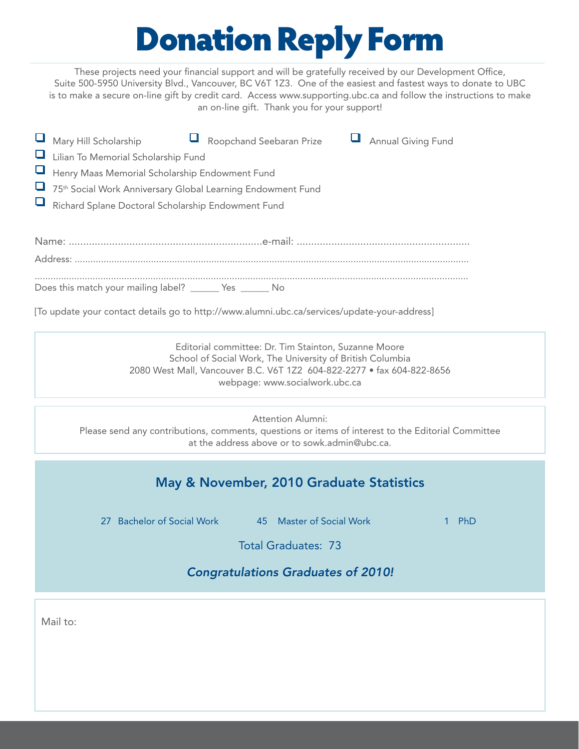# Donation Reply Form

These projects need your financial support and will be gratefully received by our Development Office, Suite 500-5950 University Blvd., Vancouver, BC V6T 1Z3. One of the easiest and fastest ways to donate to UBC is to make a secure on-line gift by credit card. Access www.supporting.ubc.ca and follow the instructions to make an on-line gift. Thank you for your support!

- ☐ Mary Hill Scholarship
- ☐ Roopchand Seebaran Prize
- ☐ Annual Giving Fund
- ☐ Lilian To Memorial Scholarship Fund
- ☐ Henry Maas Memorial Scholarship Endowment Fund
- ☐ 75th Social Work Anniversary Global Learning Endowment Fund
- ☐ Richard Splane Doctoral Scholarship Endowment Fund

Name: ................................................................... e-mail: ...........................................................

Address: ...................................................................................................................................................

....................................................................................................................................................................

Does this match your mailing label? ______ Yes ______ No

[To update your contact details go to http://www.alumni.ubc.ca/services/update-your-address]

Editorial committee: Dr. Tim Stainton, Suzanne Moore
School of Social Work, The University of British Columbia
2080 West Mall, Vancouver B.C. V6T 1Z2 604-822-2277 • fax 604-822-8656
webpage: www.socialwork.ubc.ca

Attention Alumni:
Please send any contributions, comments, questions or items of interest to the Editorial Committee at the address above or to sowk.admin@ubc.ca.

## May & November, 2010 Graduate Statistics

27 Bachelor of Social Work    45 Master of Social Work    1 PhD

Total Graduates: 73

***Congratulations Graduates of 2010!***

Mail to: